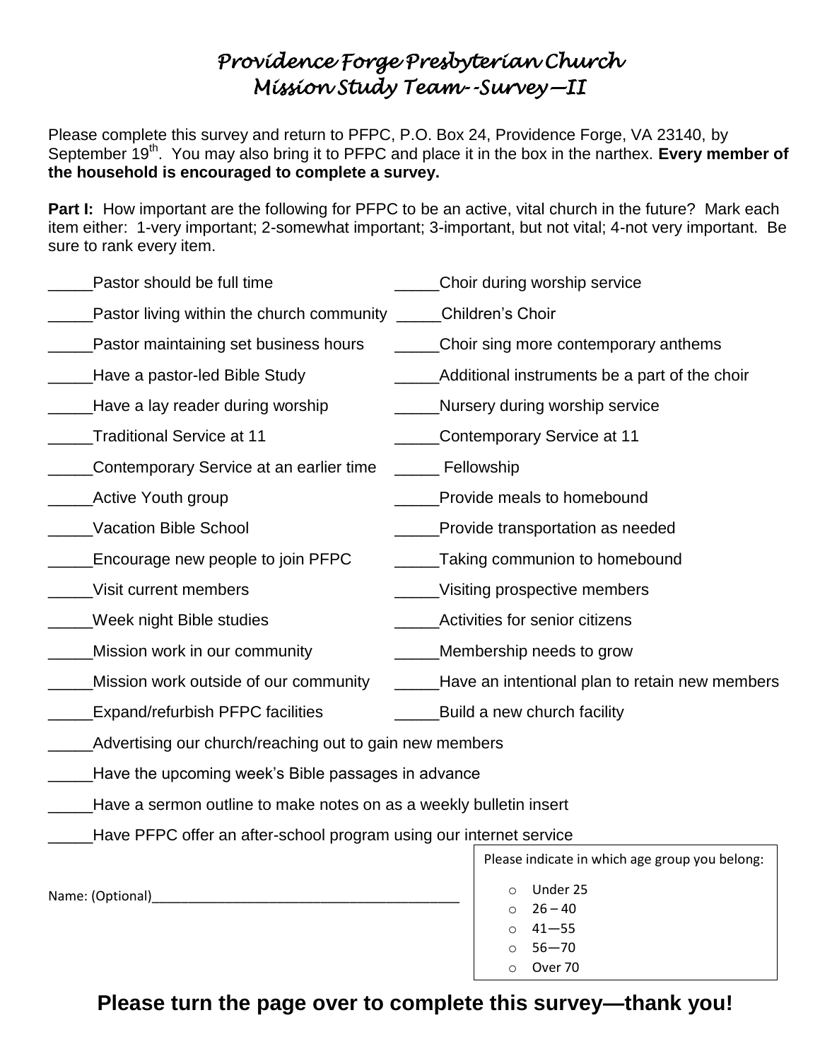# *Providence Forge Presbyterian Church*
# *Mission Study Team--Survey—II*

Please complete this survey and return to PFPC, P.O. Box 24, Providence Forge, VA 23140, by September 19th. You may also bring it to PFPC and place it in the box in the narthex. **Every member of the household is encouraged to complete a survey.**

**Part I:** How important are the following for PFPC to be an active, vital church in the future? Mark each item either: 1-very important; 2-somewhat important; 3-important, but not vital; 4-not very important. Be sure to rank every item.

_____Pastor should be full time

_____Pastor living within the church community

_____Pastor maintaining set business hours

_____Have a pastor-led Bible Study

_____Have a lay reader during worship

_____Traditional Service at 11

_____Contemporary Service at an earlier time

_____Active Youth group

_____Vacation Bible School

_____Encourage new people to join PFPC

_____Visit current members

_____Week night Bible studies

_____Mission work in our community

_____Mission work outside of our community

_____Expand/refurbish PFPC facilities

_____Choir during worship service

_____Children's Choir

_____Choir sing more contemporary anthems

_____Additional instruments be a part of the choir

_____Nursery during worship service

_____Contemporary Service at 11

_____ Fellowship

_____Provide meals to homebound

_____Provide transportation as needed

_____Taking communion to homebound

_____Visiting prospective members

_____Activities for senior citizens

_____Membership needs to grow

_____Have an intentional plan to retain new members

_____Build a new church facility

_____Advertising our church/reaching out to gain new members

_____Have the upcoming week's Bible passages in advance

_____Have a sermon outline to make notes on as a weekly bulletin insert

_____Have PFPC offer an after-school program using our internet service

Name: (Optional)_________________________________________

Please indicate in which age group you belong:

- Under 25
- 26 – 40
- 41—55
- 56—70
- Over 70

**Please turn the page over to complete this survey—thank you!**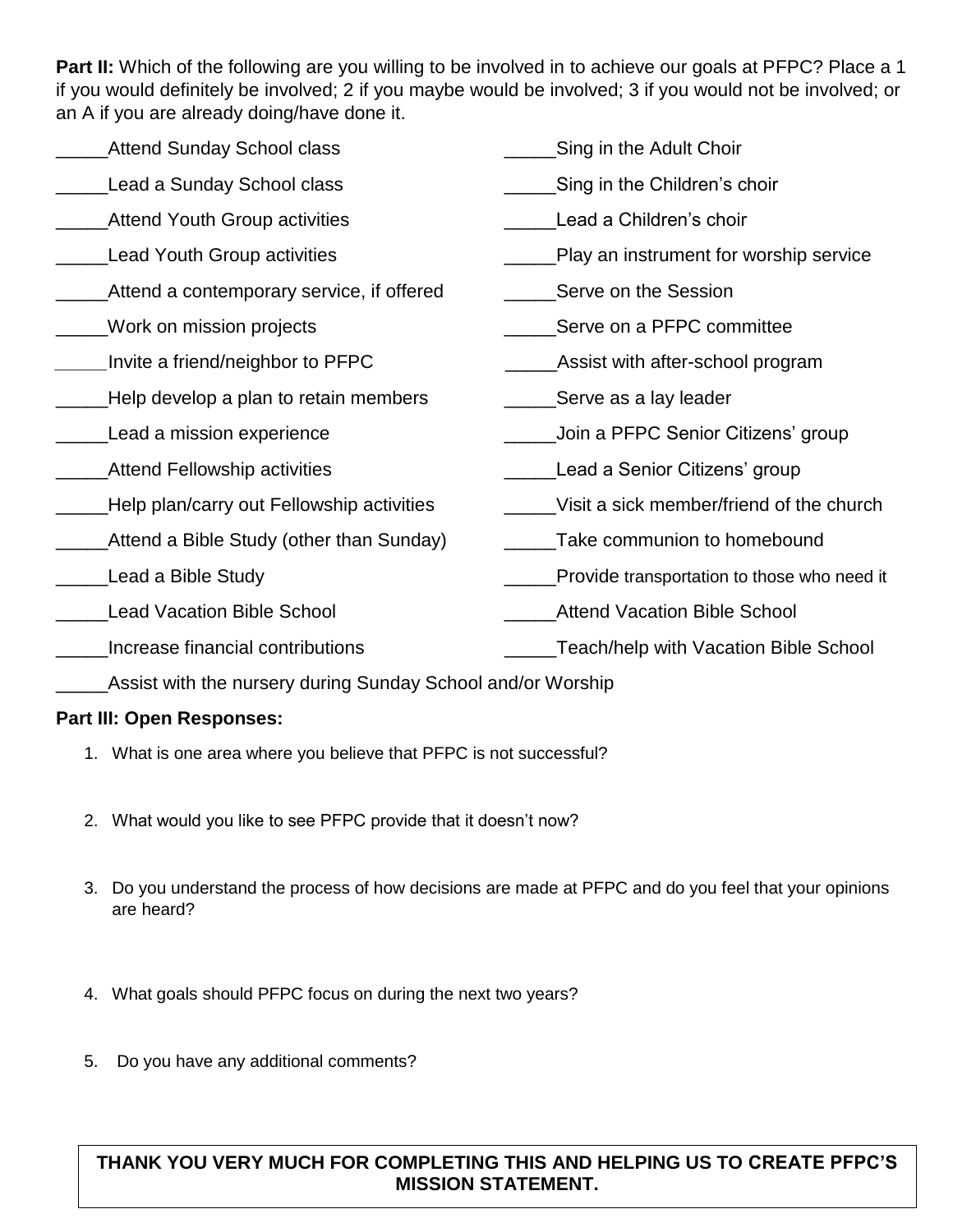**Part II:** Which of the following are you willing to be involved in to achieve our goals at PFPC? Place a 1 if you would definitely be involved; 2 if you maybe would be involved; 3 if you would not be involved; or an A if you are already doing/have done it.

_____Attend Sunday School class

_____Lead a Sunday School class

_____Attend Youth Group activities

_____Lead Youth Group activities

_____Attend a contemporary service, if offered

_____Work on mission projects

_____Invite a friend/neighbor to PFPC

_____Help develop a plan to retain members

_____Lead a mission experience

_____Attend Fellowship activities

_____Help plan/carry out Fellowship activities

_____Attend a Bible Study (other than Sunday)

_____Lead a Bible Study

_____Lead Vacation Bible School

_____Increase financial contributions

_____Sing in the Adult Choir

_____Sing in the Children's choir

_____Lead a Children's choir

_____Play an instrument for worship service

_____Serve on the Session

_____Serve on a PFPC committee

_____Assist with after-school program

_____Serve as a lay leader

_____Join a PFPC Senior Citizens' group

_____Lead a Senior Citizens' group

_____Visit a sick member/friend of the church

_____Take communion to homebound

_____Provide transportation to those who need it

_____Attend Vacation Bible School

_____Teach/help with Vacation Bible School

_____Assist with the nursery during Sunday School and/or Worship

**Part III: Open Responses:**

1. What is one area where you believe that PFPC is not successful?

2. What would you like to see PFPC provide that it doesn't now?

3. Do you understand the process of how decisions are made at PFPC and do you feel that your opinions are heard?

4. What goals should PFPC focus on during the next two years?

5. Do you have any additional comments?

**THANK YOU VERY MUCH FOR COMPLETING THIS AND HELPING US TO CREATE PFPC'S MISSION STATEMENT.**